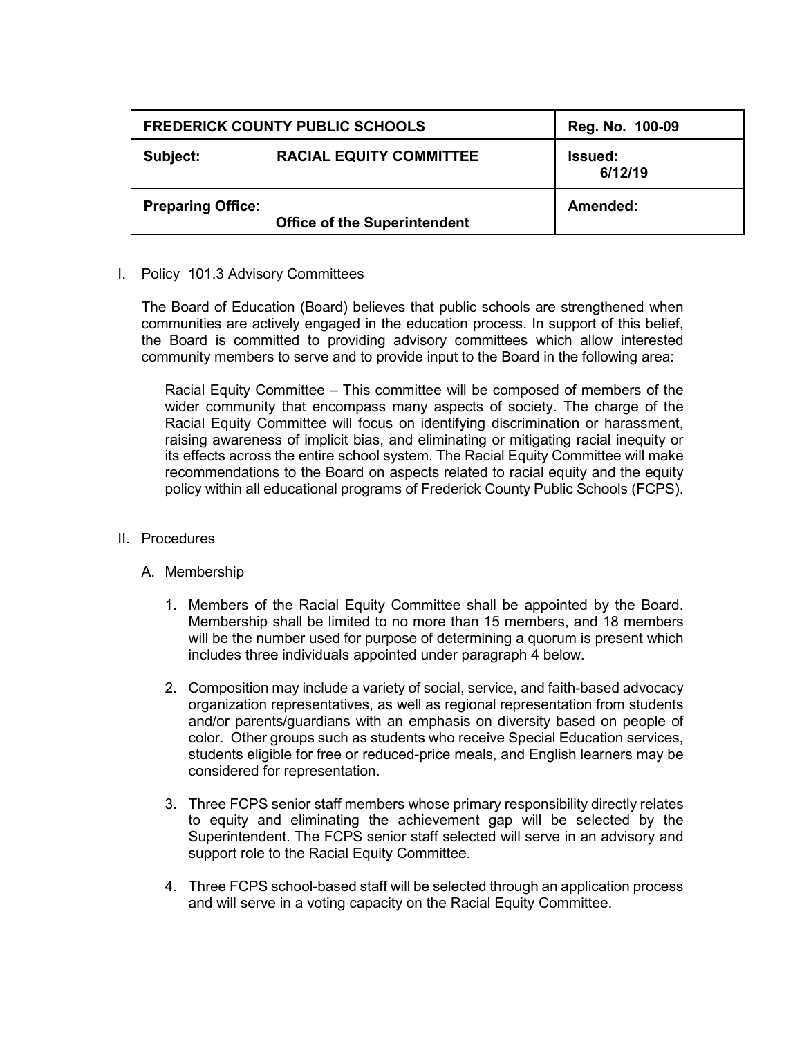| FREDERICK COUNTY PUBLIC SCHOOLS | | Reg. No. 100-09 |
| --- | --- | --- |
| **Subject:** | **RACIAL EQUITY COMMITTEE** | **Issued:** 6/12/19 |
| **Preparing Office:** | **Office of the Superintendent** | **Amended:** |

I. Policy 101.3 Advisory Committees

The Board of Education (Board) believes that public schools are strengthened when communities are actively engaged in the education process. In support of this belief, the Board is committed to providing advisory committees which allow interested community members to serve and to provide input to the Board in the following area:

> Racial Equity Committee – This committee will be composed of members of the wider community that encompass many aspects of society. The charge of the Racial Equity Committee will focus on identifying discrimination or harassment, raising awareness of implicit bias, and eliminating or mitigating racial inequity or its effects across the entire school system. The Racial Equity Committee will make recommendations to the Board on aspects related to racial equity and the equity policy within all educational programs of Frederick County Public Schools (FCPS).

II. Procedures

A. Membership

1. Members of the Racial Equity Committee shall be appointed by the Board. Membership shall be limited to no more than 15 members, and 18 members will be the number used for purpose of determining a quorum is present which includes three individuals appointed under paragraph 4 below.

2. Composition may include a variety of social, service, and faith-based advocacy organization representatives, as well as regional representation from students and/or parents/guardians with an emphasis on diversity based on people of color. Other groups such as students who receive Special Education services, students eligible for free or reduced-price meals, and English learners may be considered for representation.

3. Three FCPS senior staff members whose primary responsibility directly relates to equity and eliminating the achievement gap will be selected by the Superintendent. The FCPS senior staff selected will serve in an advisory and support role to the Racial Equity Committee.

4. Three FCPS school-based staff will be selected through an application process and will serve in a voting capacity on the Racial Equity Committee.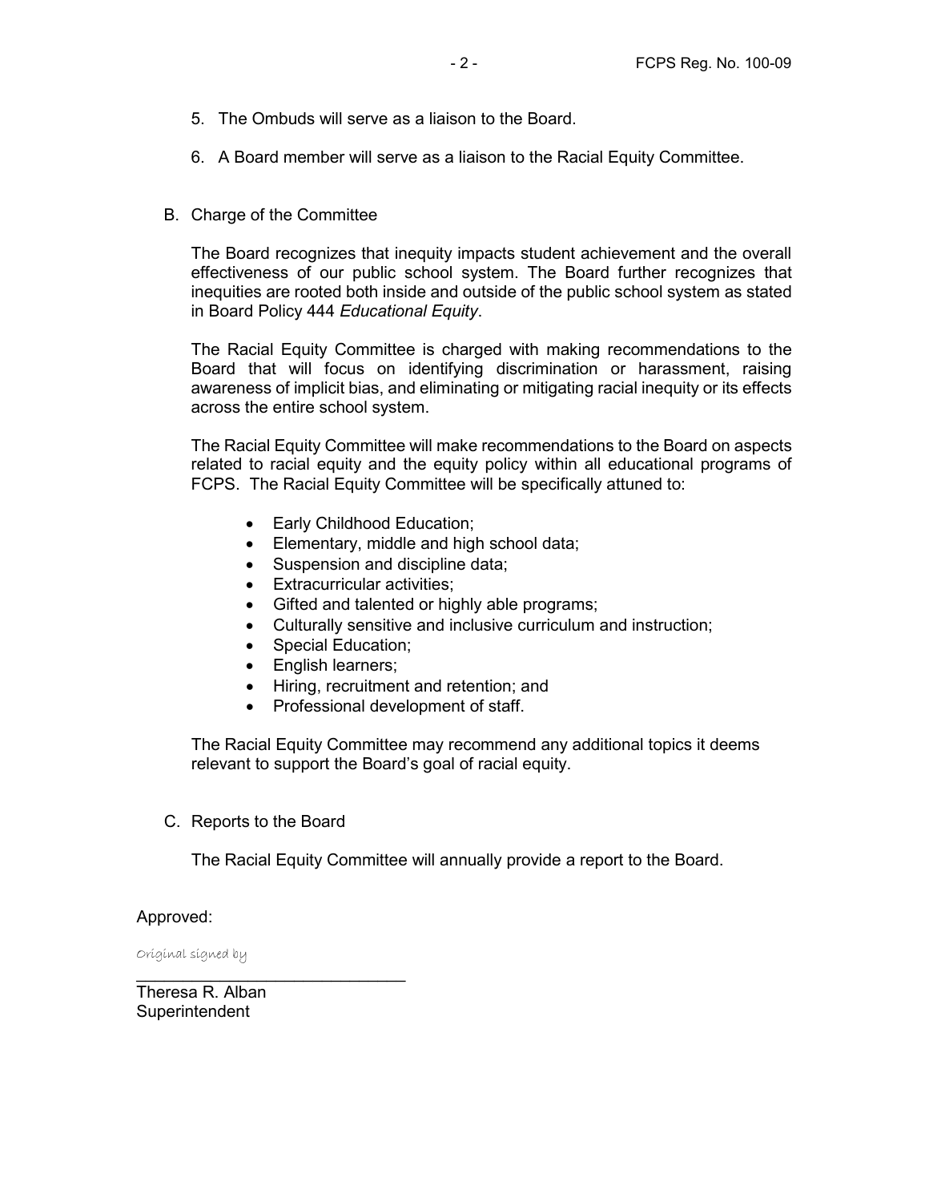5. The Ombuds will serve as a liaison to the Board.

6. A Board member will serve as a liaison to the Racial Equity Committee.

B. Charge of the Committee

The Board recognizes that inequity impacts student achievement and the overall effectiveness of our public school system. The Board further recognizes that inequities are rooted both inside and outside of the public school system as stated in Board Policy 444 *Educational Equity*.

The Racial Equity Committee is charged with making recommendations to the Board that will focus on identifying discrimination or harassment, raising awareness of implicit bias, and eliminating or mitigating racial inequity or its effects across the entire school system.

The Racial Equity Committee will make recommendations to the Board on aspects related to racial equity and the equity policy within all educational programs of FCPS. The Racial Equity Committee will be specifically attuned to:

- Early Childhood Education;
- Elementary, middle and high school data;
- Suspension and discipline data;
- Extracurricular activities;
- Gifted and talented or highly able programs;
- Culturally sensitive and inclusive curriculum and instruction;
- Special Education;
- English learners;
- Hiring, recruitment and retention; and
- Professional development of staff.

The Racial Equity Committee may recommend any additional topics it deems relevant to support the Board's goal of racial equity.

C. Reports to the Board

The Racial Equity Committee will annually provide a report to the Board.

Approved:

*Original signed by*

\_\_\_\_\_\_\_\_\_\_\_\_\_\_\_\_\_\_\_\_\_\_\_\_\_\_\_\_\_\_

Theresa R. Alban
Superintendent